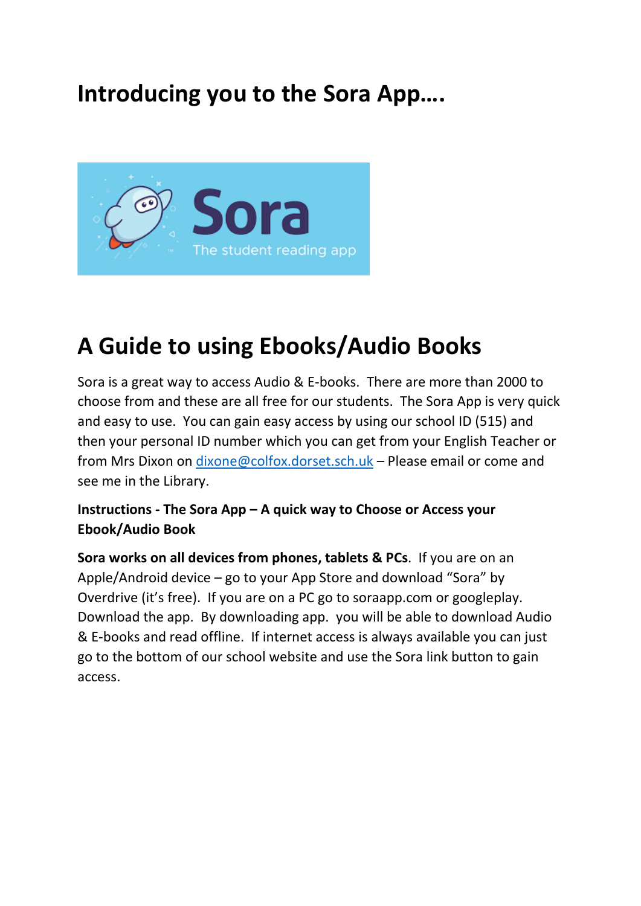# Introducing you to the Sora App….

# A Guide to using Ebooks/Audio Books

Sora is a great way to access Audio & E-books. There are more than 2000 to choose from and these are all free for our students. The Sora App is very quick and easy to use. You can gain easy access by using our school ID (515) and then your personal ID number which you can get from your English Teacher or from Mrs Dixon on dixone@colfox.dorset.sch.uk – Please email or come and see me in the Library.

**Instructions - The Sora App – A quick way to Choose or Access your Ebook/Audio Book**

**Sora works on all devices from phones, tablets & PCs**. If you are on an Apple/Android device – go to your App Store and download "Sora" by Overdrive (it's free). If you are on a PC go to soraapp.com or googleplay. Download the app. By downloading app. you will be able to download Audio & E-books and read offline. If internet access is always available you can just go to the bottom of our school website and use the Sora link button to gain access.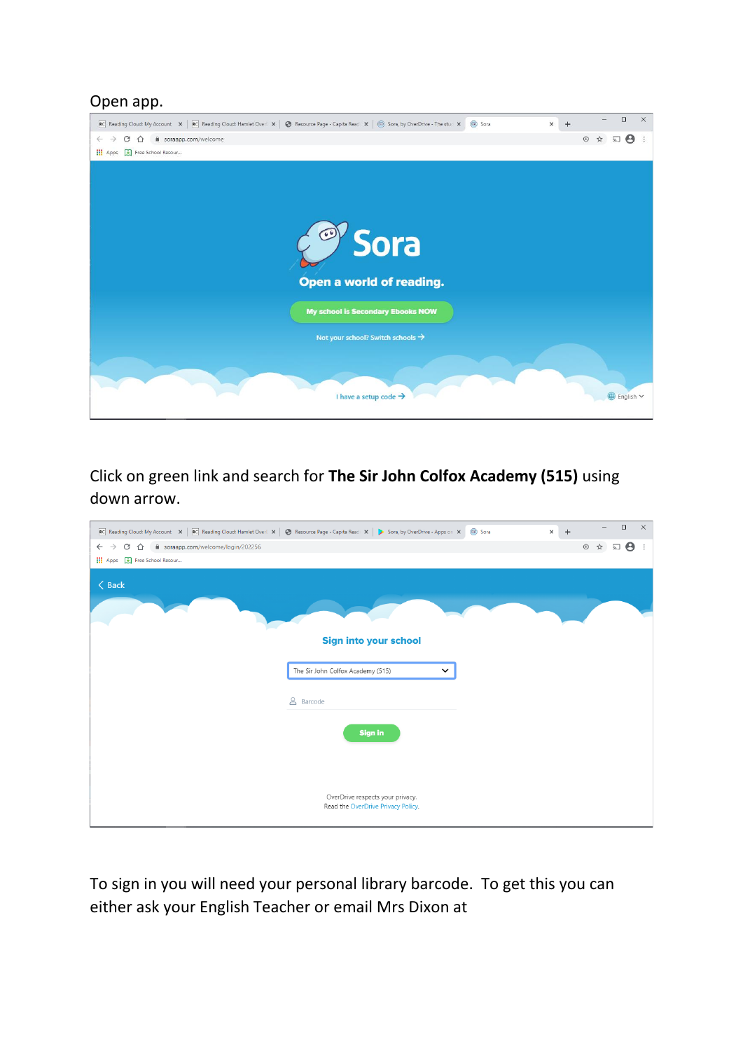Open app.

Click on green link and search for **The Sir John Colfox Academy (515)** using down arrow.

To sign in you will need your personal library barcode. To get this you can either ask your English Teacher or email Mrs Dixon at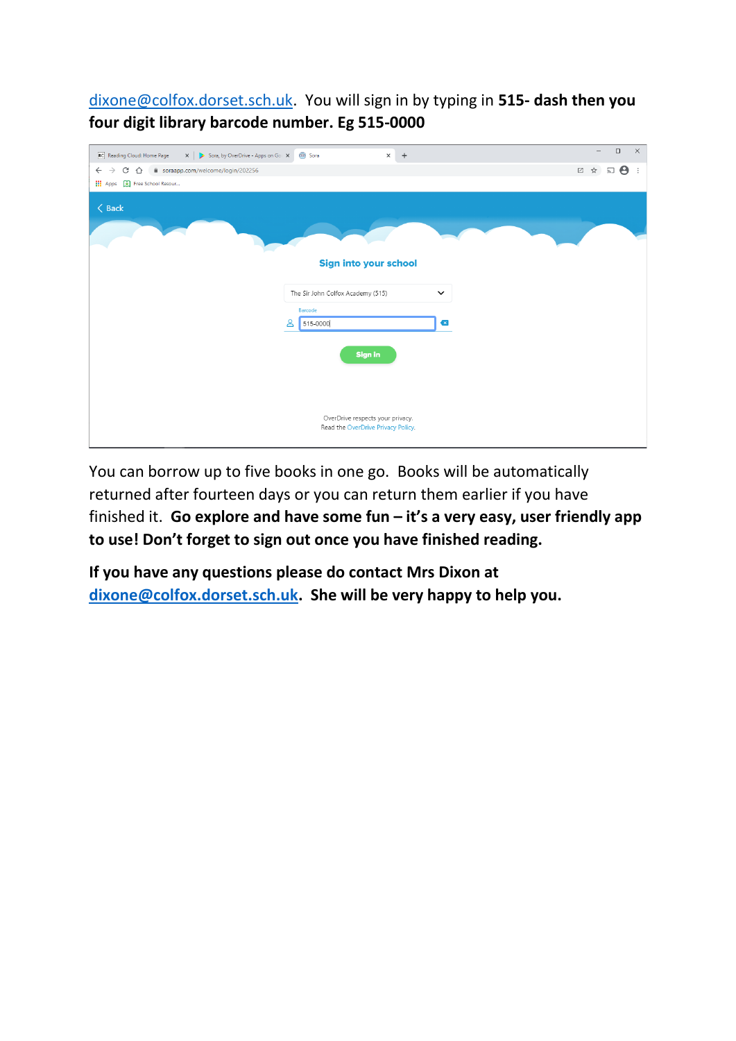dixone@colfox.dorset.sch.uk. You will sign in by typing in **515- dash then you four digit library barcode number. Eg 515-0000**

You can borrow up to five books in one go. Books will be automatically returned after fourteen days or you can return them earlier if you have finished it. **Go explore and have some fun – it's a very easy, user friendly app to use! Don't forget to sign out once you have finished reading.**

**If you have any questions please do contact Mrs Dixon at dixone@colfox.dorset.sch.uk. She will be very happy to help you.**